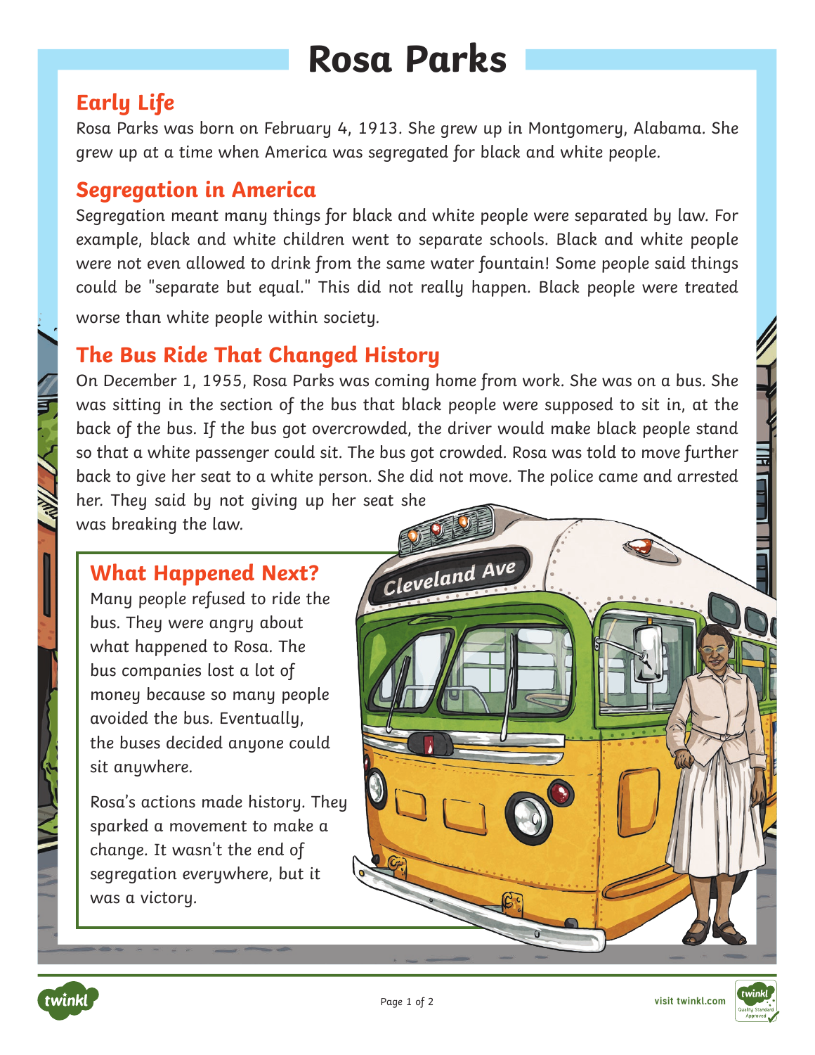# Rosa Parks

## Early Life

Rosa Parks was born on February 4, 1913. She grew up in Montgomery, Alabama. She grew up at a time when America was segregated for black and white people.

## Segregation in America

Segregation meant many things for black and white people were separated by law. For example, black and white children went to separate schools. Black and white people were not even allowed to drink from the same water fountain! Some people said things could be "separate but equal." This did not really happen. Black people were treated worse than white people within society.

## The Bus Ride That Changed History

On December 1, 1955, Rosa Parks was coming home from work. She was on a bus. She was sitting in the section of the bus that black people were supposed to sit in, at the back of the bus. If the bus got overcrowded, the driver would make black people stand so that a white passenger could sit. The bus got crowded. Rosa was told to move further back to give her seat to a white person. She did not move. The police came and arrested her. They said by not giving up her seat she was breaking the law.

## What Happened Next?

Many people refused to ride the bus. They were angry about what happened to Rosa. The bus companies lost a lot of money because so many people avoided the bus. Eventually, the buses decided anyone could sit anywhere.

Rosa's actions made history. They sparked a movement to make a change. It wasn't the end of segregation everywhere, but it was a victory.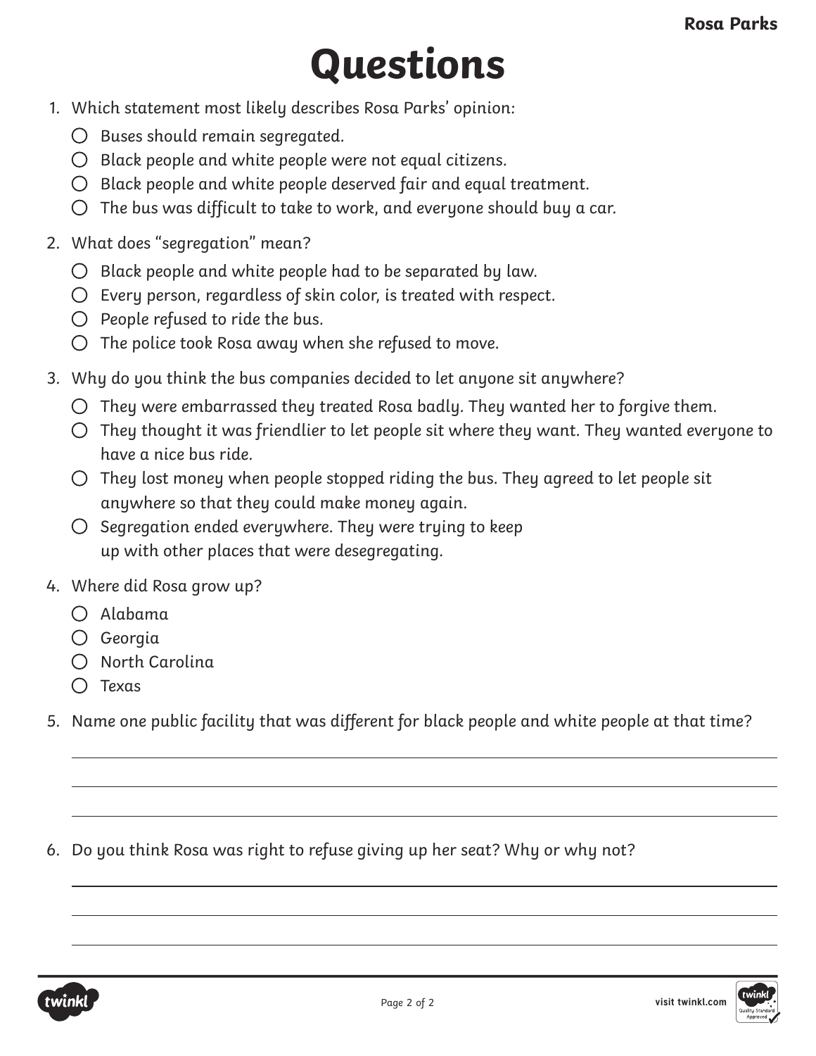# Questions

1. Which statement most likely describes Rosa Parks' opinion:
   - ○ Buses should remain segregated.
   - ○ Black people and white people were not equal citizens.
   - ○ Black people and white people deserved fair and equal treatment.
   - ○ The bus was difficult to take to work, and everyone should buy a car.

2. What does "segregation" mean?
   - ○ Black people and white people had to be separated by law.
   - ○ Every person, regardless of skin color, is treated with respect.
   - ○ People refused to ride the bus.
   - ○ The police took Rosa away when she refused to move.

3. Why do you think the bus companies decided to let anyone sit anywhere?
   - ○ They were embarrassed they treated Rosa badly. They wanted her to forgive them.
   - ○ They thought it was friendlier to let people sit where they want. They wanted everyone to have a nice bus ride.
   - ○ They lost money when people stopped riding the bus. They agreed to let people sit anywhere so that they could make money again.
   - ○ Segregation ended everywhere. They were trying to keep up with other places that were desegregating.

4. Where did Rosa grow up?
   - ○ Alabama
   - ○ Georgia
   - ○ North Carolina
   - ○ Texas

5. Name one public facility that was different for black people and white people at that time?

   ______________________________________________

   ______________________________________________

   ______________________________________________

6. Do you think Rosa was right to refuse giving up her seat? Why or why not?

   ______________________________________________

   ______________________________________________

   ______________________________________________